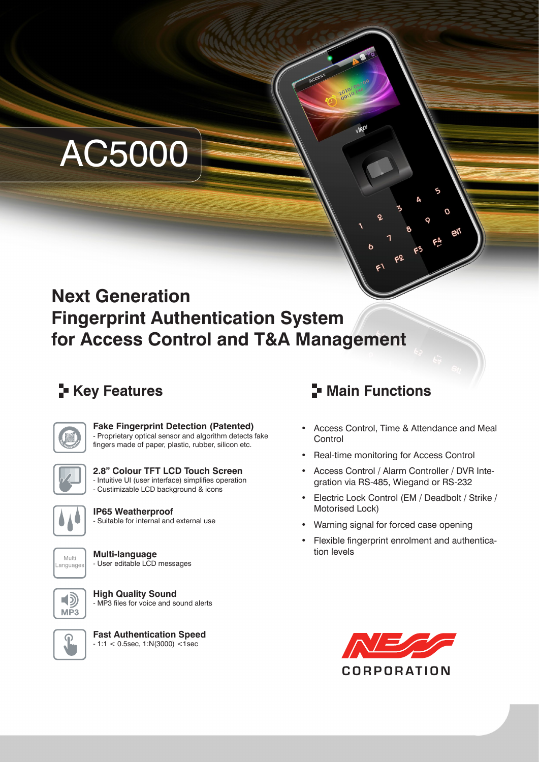# AC5000

## Next Generation Fingerprint Authentication System for Access Control and T&A Management

## Key Features

**Fake Fingerprint Detection (Patented)**
- Proprietary optical sensor and algorithm detects fake fingers made of paper, plastic, rubber, silicon etc.

**2.8" Colour TFT LCD Touch Screen**
- Intuitive UI (user interface) simplifies operation
- Custimizable LCD background & icons

**IP65 Weatherproof**
- Suitable for internal and external use

**Multi-language**
- User editable LCD messages

**High Quality Sound**
- MP3 files for voice and sound alerts

**Fast Authentication Speed**
- 1:1 < 0.5sec, 1:N(3000) <1sec

## Main Functions

- Access Control, Time & Attendance and Meal Control
- Real-time monitoring for Access Control
- Access Control / Alarm Controller / DVR Integration via RS-485, Wiegand or RS-232
- Electric Lock Control (EM / Deadbolt / Strike / Motorised Lock)
- Warning signal for forced case opening
- Flexible fingerprint enrolment and authentication levels

NESS CORPORATION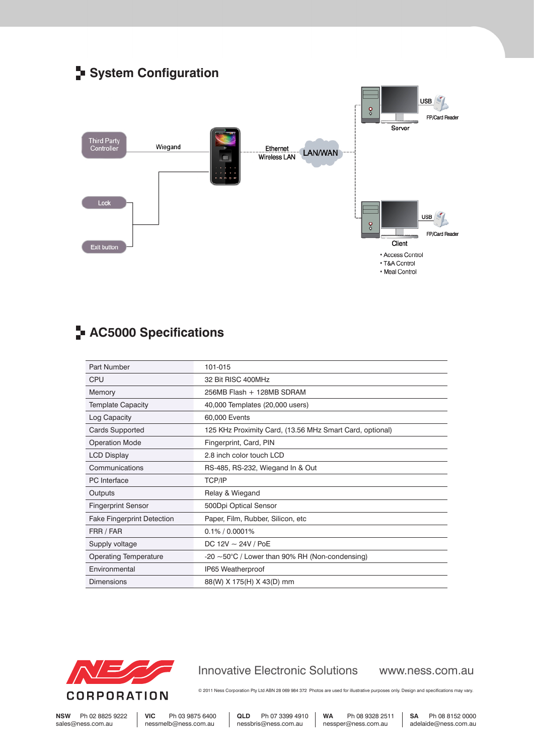## System Configuration

Third Party Controller

Wiegand

Lock

Exit button

Ethernet
Wireless LAN

LAN/WAN

USB

FP/Card Reader

Server

USB

FP/Card Reader

Client

- Access Control
- T&A Control
- Meal Control

## AC5000 Specifications

| | |
|---|---|
| Part Number | 101-015 |
| CPU | 32 Bit RISC 400MHz |
| Memory | 256MB Flash + 128MB SDRAM |
| Template Capacity | 40,000 Templates (20,000 users) |
| Log Capacity | 60,000 Events |
| Cards Supported | 125 KHz Proximity Card, (13.56 MHz Smart Card, optional) |
| Operation Mode | Fingerprint, Card, PIN |
| LCD Display | 2.8 inch color touch LCD |
| Communications | RS-485, RS-232, Wiegand In & Out |
| PC Interface | TCP/IP |
| Outputs | Relay & Wiegand |
| Fingerprint Sensor | 500Dpi Optical Sensor |
| Fake Fingerprint Detection | Paper, Film, Rubber, Silicon, etc |
| FRR / FAR | 0.1% / 0.0001% |
| Supply voltage | DC 12V ~ 24V / PoE |
| Operating Temperature | -20 ~50°C / Lower than 90% RH (Non-condensing) |
| Environmental | IP65 Weatherproof |
| Dimensions | 88(W) X 175(H) X 43(D) mm |

NESS CORPORATION

Innovative Electronic Solutions www.ness.com.au

© 2011 Ness Corporation Pty Ltd ABN 28 069 984 372 Photos are used for illustrative purposes only. Design and specifications may vary.

**NSW** Ph 02 8825 9222 sales@ness.com.au | **VIC** Ph 03 9875 6400 nessmelb@ness.com.au | **QLD** Ph 07 3399 4910 nessbris@ness.com.au | **WA** Ph 08 9328 2511 nessper@ness.com.au | **SA** Ph 08 8152 0000 adelaide@ness.com.au